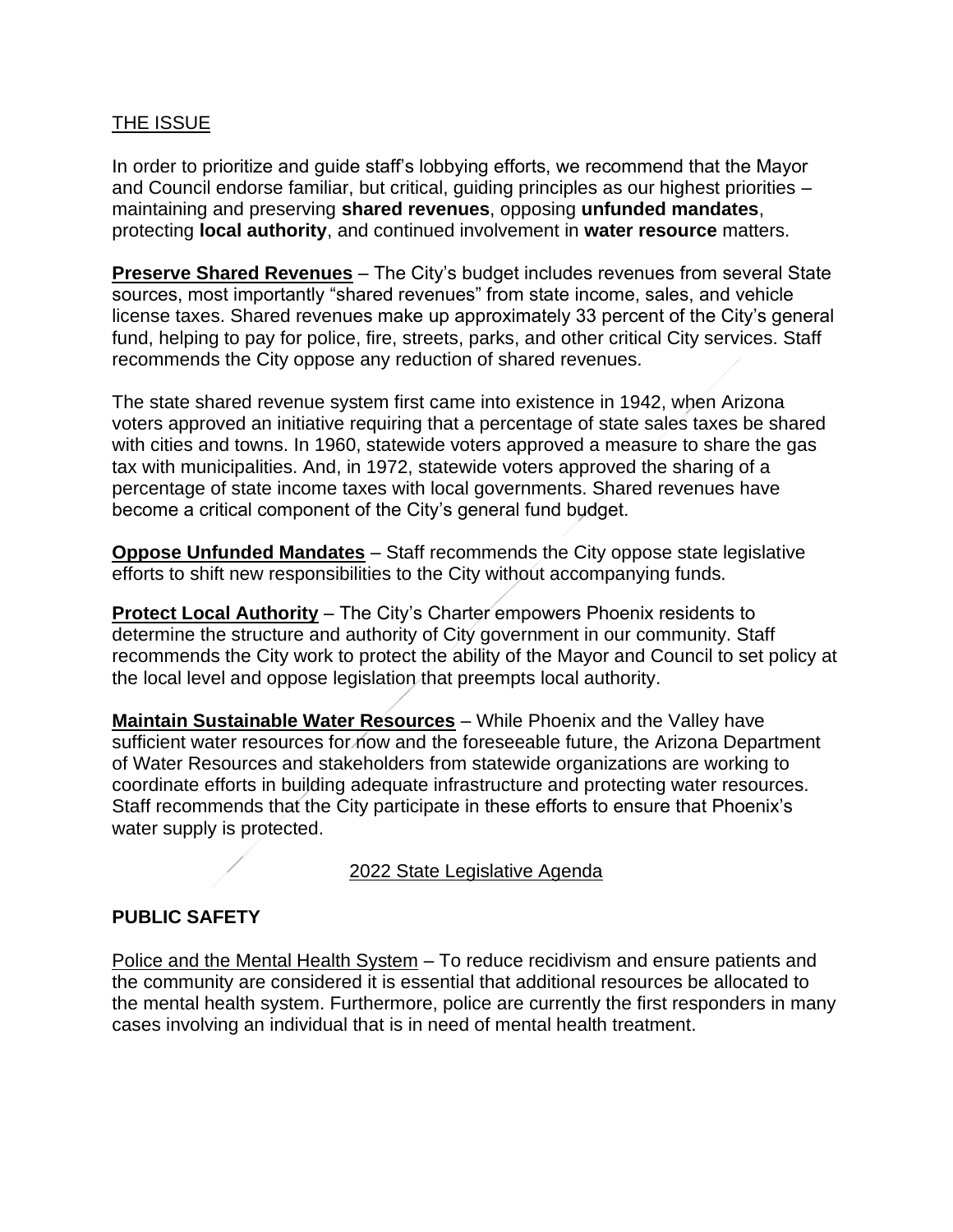## THE ISSUE

In order to prioritize and guide staff's lobbying efforts, we recommend that the Mayor and Council endorse familiar, but critical, guiding principles as our highest priorities – maintaining and preserving **shared revenues**, opposing **unfunded mandates**, protecting **local authority**, and continued involvement in **water resource** matters.

**Preserve Shared Revenues** – The City's budget includes revenues from several State sources, most importantly "shared revenues" from state income, sales, and vehicle license taxes. Shared revenues make up approximately 33 percent of the City's general fund, helping to pay for police, fire, streets, parks, and other critical City services. Staff recommends the City oppose any reduction of shared revenues.

The state shared revenue system first came into existence in 1942, when Arizona voters approved an initiative requiring that a percentage of state sales taxes be shared with cities and towns. In 1960, statewide voters approved a measure to share the gas tax with municipalities. And, in 1972, statewide voters approved the sharing of a percentage of state income taxes with local governments. Shared revenues have become a critical component of the City's general fund budget.

**Oppose Unfunded Mandates** – Staff recommends the City oppose state legislative efforts to shift new responsibilities to the City without accompanying funds.

**Protect Local Authority** – The City's Charter empowers Phoenix residents to determine the structure and authority of City government in our community. Staff recommends the City work to protect the ability of the Mayor and Council to set policy at the local level and oppose legislation that preempts local authority.

**Maintain Sustainable Water Resources** – While Phoenix and the Valley have sufficient water resources for now and the foreseeable future, the Arizona Department of Water Resources and stakeholders from statewide organizations are working to coordinate efforts in building adequate infrastructure and protecting water resources. Staff recommends that the City participate in these efforts to ensure that Phoenix's water supply is protected.

## 2022 State Legislative Agenda

### PUBLIC SAFETY

Police and the Mental Health System – To reduce recidivism and ensure patients and the community are considered it is essential that additional resources be allocated to the mental health system. Furthermore, police are currently the first responders in many cases involving an individual that is in need of mental health treatment.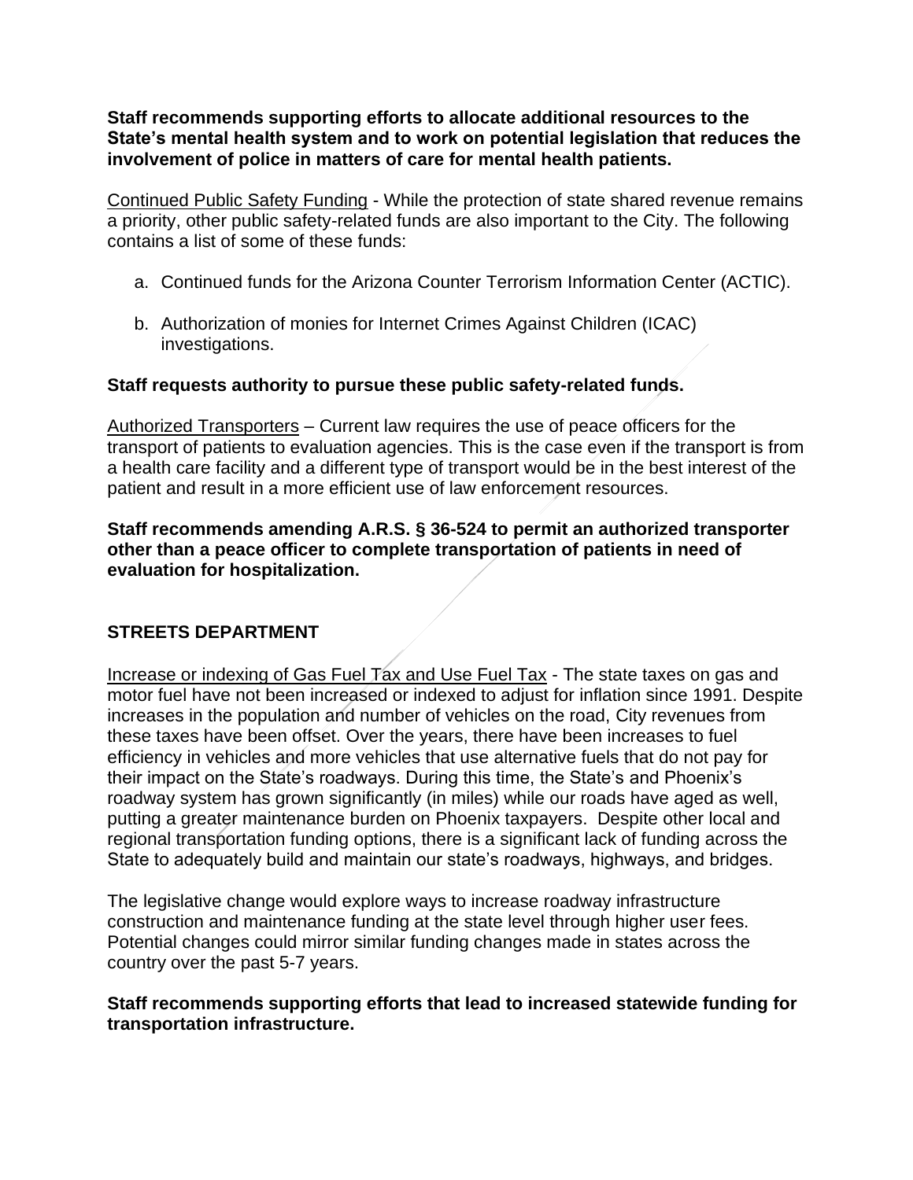**Staff recommends supporting efforts to allocate additional resources to the State's mental health system and to work on potential legislation that reduces the involvement of police in matters of care for mental health patients.**

Continued Public Safety Funding - While the protection of state shared revenue remains a priority, other public safety-related funds are also important to the City. The following contains a list of some of these funds:

a. Continued funds for the Arizona Counter Terrorism Information Center (ACTIC).

b. Authorization of monies for Internet Crimes Against Children (ICAC) investigations.

**Staff requests authority to pursue these public safety-related funds.**

Authorized Transporters – Current law requires the use of peace officers for the transport of patients to evaluation agencies. This is the case even if the transport is from a health care facility and a different type of transport would be in the best interest of the patient and result in a more efficient use of law enforcement resources.

**Staff recommends amending A.R.S. § 36-524 to permit an authorized transporter other than a peace officer to complete transportation of patients in need of evaluation for hospitalization.**

## STREETS DEPARTMENT

Increase or indexing of Gas Fuel Tax and Use Fuel Tax - The state taxes on gas and motor fuel have not been increased or indexed to adjust for inflation since 1991. Despite increases in the population and number of vehicles on the road, City revenues from these taxes have been offset. Over the years, there have been increases to fuel efficiency in vehicles and more vehicles that use alternative fuels that do not pay for their impact on the State's roadways. During this time, the State's and Phoenix's roadway system has grown significantly (in miles) while our roads have aged as well, putting a greater maintenance burden on Phoenix taxpayers. Despite other local and regional transportation funding options, there is a significant lack of funding across the State to adequately build and maintain our state's roadways, highways, and bridges.

The legislative change would explore ways to increase roadway infrastructure construction and maintenance funding at the state level through higher user fees. Potential changes could mirror similar funding changes made in states across the country over the past 5-7 years.

**Staff recommends supporting efforts that lead to increased statewide funding for transportation infrastructure.**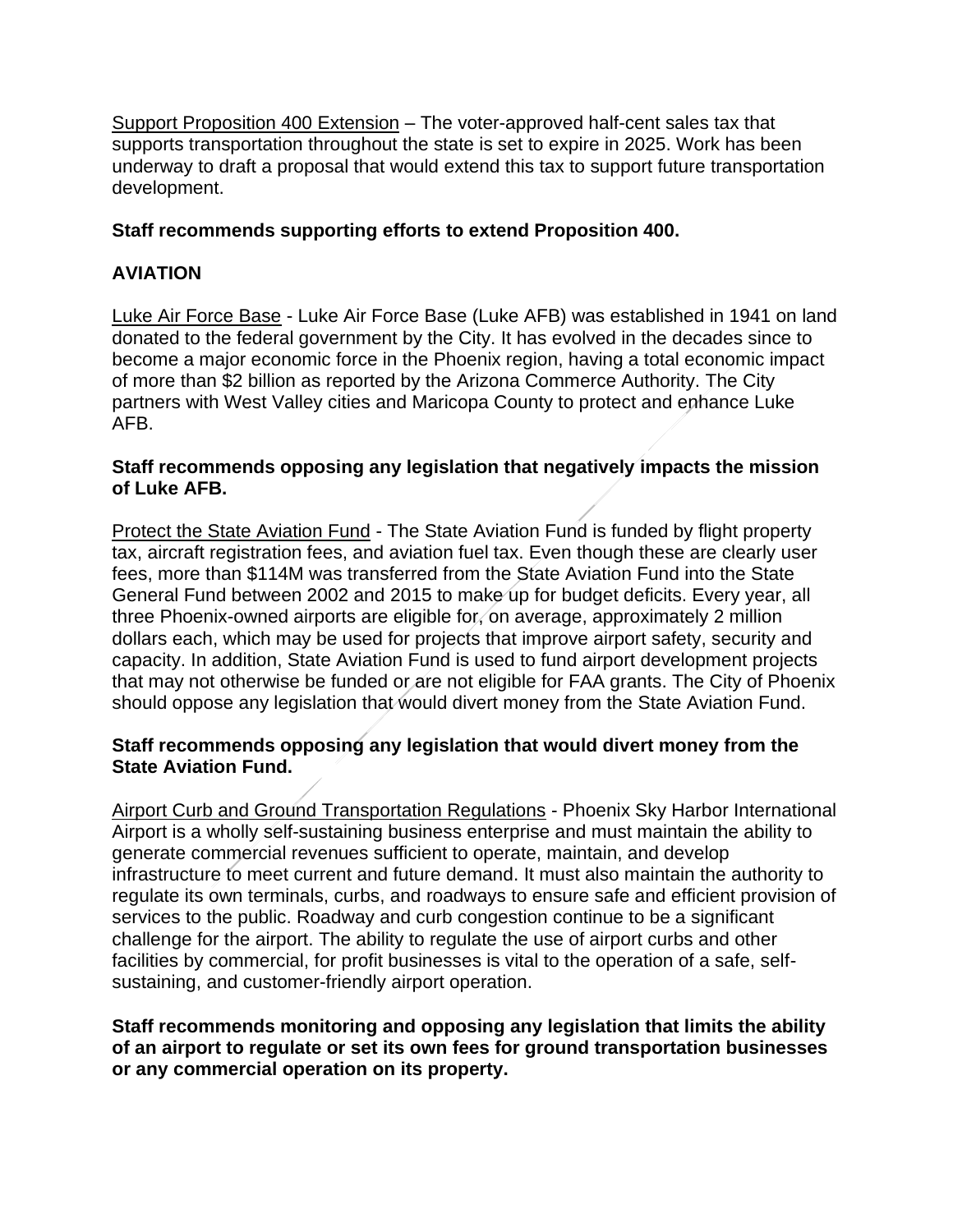Support Proposition 400 Extension – The voter-approved half-cent sales tax that supports transportation throughout the state is set to expire in 2025. Work has been underway to draft a proposal that would extend this tax to support future transportation development.

**Staff recommends supporting efforts to extend Proposition 400.**

## AVIATION

Luke Air Force Base - Luke Air Force Base (Luke AFB) was established in 1941 on land donated to the federal government by the City. It has evolved in the decades since to become a major economic force in the Phoenix region, having a total economic impact of more than $2 billion as reported by the Arizona Commerce Authority. The City partners with West Valley cities and Maricopa County to protect and enhance Luke AFB.

**Staff recommends opposing any legislation that negatively impacts the mission of Luke AFB.**

Protect the State Aviation Fund - The State Aviation Fund is funded by flight property tax, aircraft registration fees, and aviation fuel tax. Even though these are clearly user fees, more than $114M was transferred from the State Aviation Fund into the State General Fund between 2002 and 2015 to make up for budget deficits. Every year, all three Phoenix-owned airports are eligible for, on average, approximately 2 million dollars each, which may be used for projects that improve airport safety, security and capacity. In addition, State Aviation Fund is used to fund airport development projects that may not otherwise be funded or are not eligible for FAA grants. The City of Phoenix should oppose any legislation that would divert money from the State Aviation Fund.

**Staff recommends opposing any legislation that would divert money from the State Aviation Fund.**

Airport Curb and Ground Transportation Regulations - Phoenix Sky Harbor International Airport is a wholly self-sustaining business enterprise and must maintain the ability to generate commercial revenues sufficient to operate, maintain, and develop infrastructure to meet current and future demand. It must also maintain the authority to regulate its own terminals, curbs, and roadways to ensure safe and efficient provision of services to the public. Roadway and curb congestion continue to be a significant challenge for the airport. The ability to regulate the use of airport curbs and other facilities by commercial, for profit businesses is vital to the operation of a safe, self-sustaining, and customer-friendly airport operation.

**Staff recommends monitoring and opposing any legislation that limits the ability of an airport to regulate or set its own fees for ground transportation businesses or any commercial operation on its property.**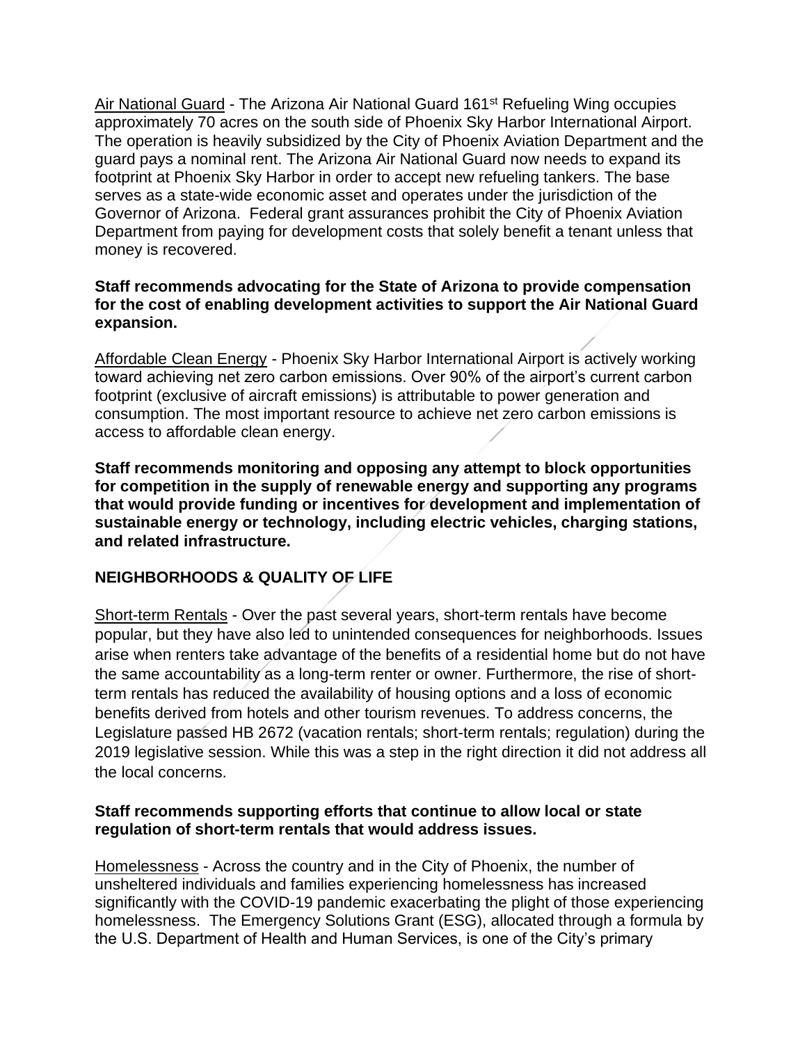Air National Guard - The Arizona Air National Guard 161st Refueling Wing occupies approximately 70 acres on the south side of Phoenix Sky Harbor International Airport. The operation is heavily subsidized by the City of Phoenix Aviation Department and the guard pays a nominal rent. The Arizona Air National Guard now needs to expand its footprint at Phoenix Sky Harbor in order to accept new refueling tankers. The base serves as a state-wide economic asset and operates under the jurisdiction of the Governor of Arizona. Federal grant assurances prohibit the City of Phoenix Aviation Department from paying for development costs that solely benefit a tenant unless that money is recovered.

**Staff recommends advocating for the State of Arizona to provide compensation for the cost of enabling development activities to support the Air National Guard expansion.**

Affordable Clean Energy - Phoenix Sky Harbor International Airport is actively working toward achieving net zero carbon emissions. Over 90% of the airport's current carbon footprint (exclusive of aircraft emissions) is attributable to power generation and consumption. The most important resource to achieve net zero carbon emissions is access to affordable clean energy.

**Staff recommends monitoring and opposing any attempt to block opportunities for competition in the supply of renewable energy and supporting any programs that would provide funding or incentives for development and implementation of sustainable energy or technology, including electric vehicles, charging stations, and related infrastructure.**

## NEIGHBORHOODS & QUALITY OF LIFE

Short-term Rentals - Over the past several years, short-term rentals have become popular, but they have also led to unintended consequences for neighborhoods. Issues arise when renters take advantage of the benefits of a residential home but do not have the same accountability as a long-term renter or owner. Furthermore, the rise of short-term rentals has reduced the availability of housing options and a loss of economic benefits derived from hotels and other tourism revenues. To address concerns, the Legislature passed HB 2672 (vacation rentals; short-term rentals; regulation) during the 2019 legislative session. While this was a step in the right direction it did not address all the local concerns.

**Staff recommends supporting efforts that continue to allow local or state regulation of short-term rentals that would address issues.**

Homelessness - Across the country and in the City of Phoenix, the number of unsheltered individuals and families experiencing homelessness has increased significantly with the COVID-19 pandemic exacerbating the plight of those experiencing homelessness. The Emergency Solutions Grant (ESG), allocated through a formula by the U.S. Department of Health and Human Services, is one of the City's primary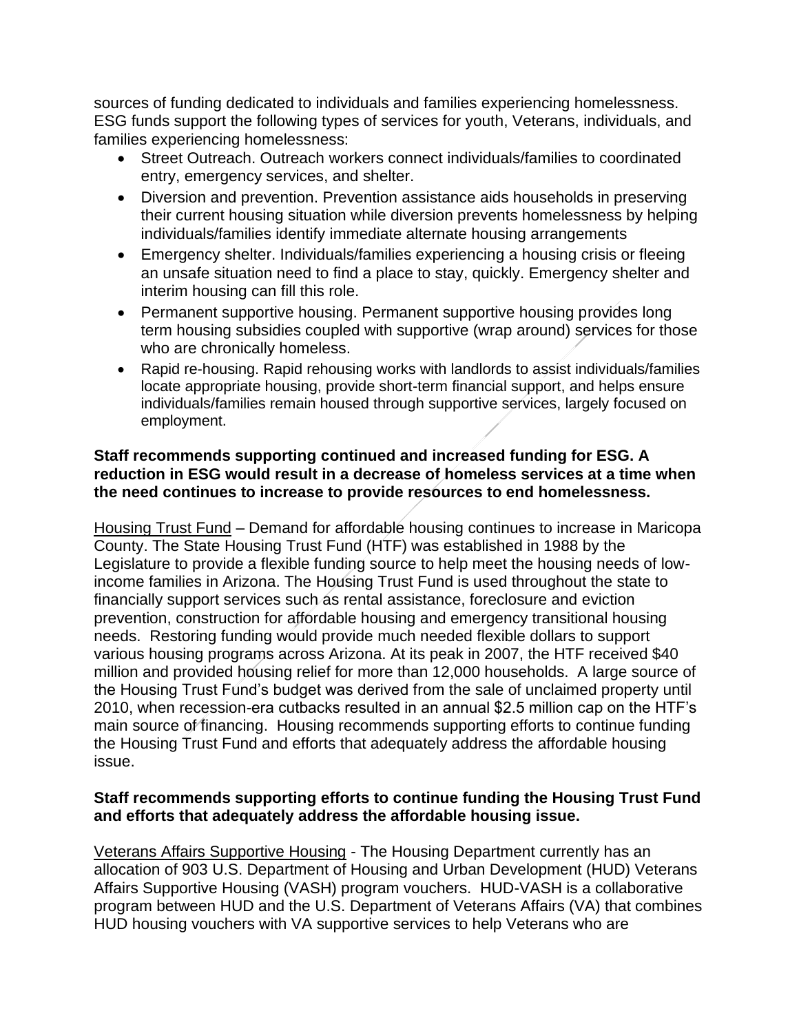sources of funding dedicated to individuals and families experiencing homelessness. ESG funds support the following types of services for youth, Veterans, individuals, and families experiencing homelessness:

- Street Outreach. Outreach workers connect individuals/families to coordinated entry, emergency services, and shelter.
- Diversion and prevention. Prevention assistance aids households in preserving their current housing situation while diversion prevents homelessness by helping individuals/families identify immediate alternate housing arrangements
- Emergency shelter. Individuals/families experiencing a housing crisis or fleeing an unsafe situation need to find a place to stay, quickly. Emergency shelter and interim housing can fill this role.
- Permanent supportive housing. Permanent supportive housing provides long term housing subsidies coupled with supportive (wrap around) services for those who are chronically homeless.
- Rapid re-housing. Rapid rehousing works with landlords to assist individuals/families locate appropriate housing, provide short-term financial support, and helps ensure individuals/families remain housed through supportive services, largely focused on employment.

**Staff recommends supporting continued and increased funding for ESG. A reduction in ESG would result in a decrease of homeless services at a time when the need continues to increase to provide resources to end homelessness.**

Housing Trust Fund – Demand for affordable housing continues to increase in Maricopa County. The State Housing Trust Fund (HTF) was established in 1988 by the Legislature to provide a flexible funding source to help meet the housing needs of low-income families in Arizona. The Housing Trust Fund is used throughout the state to financially support services such as rental assistance, foreclosure and eviction prevention, construction for affordable housing and emergency transitional housing needs. Restoring funding would provide much needed flexible dollars to support various housing programs across Arizona. At its peak in 2007, the HTF received $40 million and provided housing relief for more than 12,000 households. A large source of the Housing Trust Fund's budget was derived from the sale of unclaimed property until 2010, when recession-era cutbacks resulted in an annual $2.5 million cap on the HTF's main source of financing. Housing recommends supporting efforts to continue funding the Housing Trust Fund and efforts that adequately address the affordable housing issue.

**Staff recommends supporting efforts to continue funding the Housing Trust Fund and efforts that adequately address the affordable housing issue.**

Veterans Affairs Supportive Housing - The Housing Department currently has an allocation of 903 U.S. Department of Housing and Urban Development (HUD) Veterans Affairs Supportive Housing (VASH) program vouchers. HUD-VASH is a collaborative program between HUD and the U.S. Department of Veterans Affairs (VA) that combines HUD housing vouchers with VA supportive services to help Veterans who are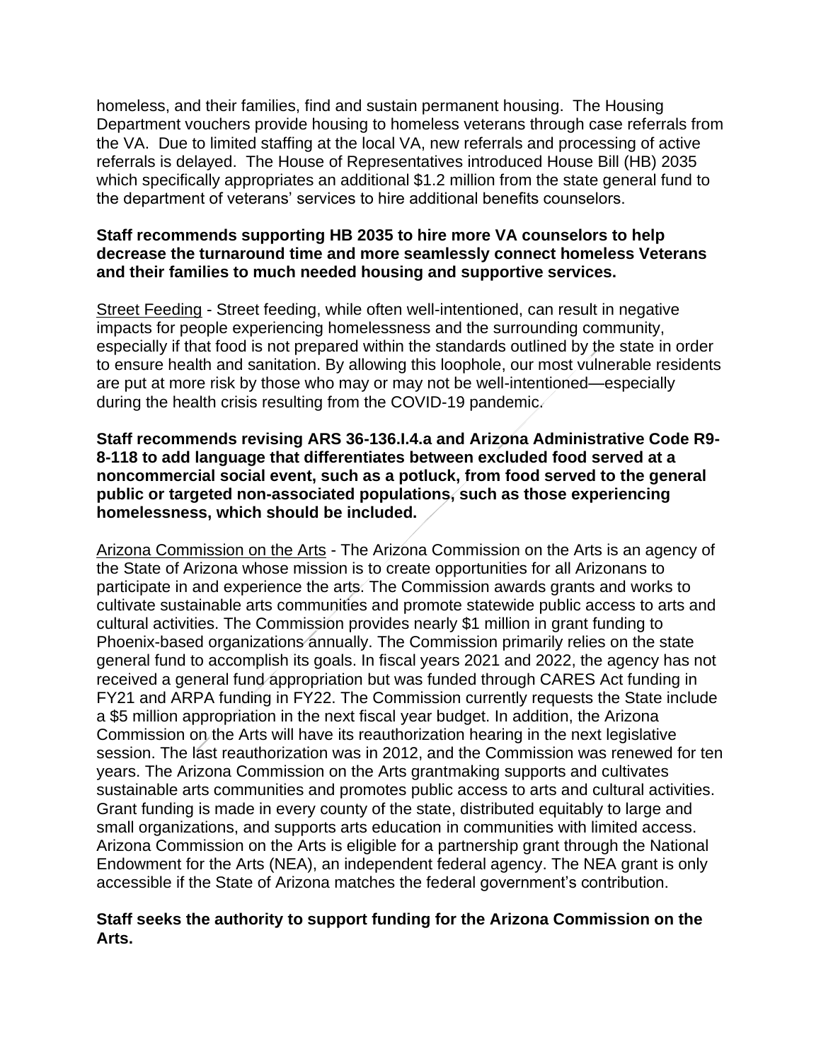homeless, and their families, find and sustain permanent housing. The Housing Department vouchers provide housing to homeless veterans through case referrals from the VA. Due to limited staffing at the local VA, new referrals and processing of active referrals is delayed. The House of Representatives introduced House Bill (HB) 2035 which specifically appropriates an additional $1.2 million from the state general fund to the department of veterans' services to hire additional benefits counselors.

**Staff recommends supporting HB 2035 to hire more VA counselors to help decrease the turnaround time and more seamlessly connect homeless Veterans and their families to much needed housing and supportive services.**

<u>Street Feeding</u> - Street feeding, while often well-intentioned, can result in negative impacts for people experiencing homelessness and the surrounding community, especially if that food is not prepared within the standards outlined by the state in order to ensure health and sanitation. By allowing this loophole, our most vulnerable residents are put at more risk by those who may or may not be well-intentioned—especially during the health crisis resulting from the COVID-19 pandemic.

**Staff recommends revising ARS 36-136.I.4.a and Arizona Administrative Code R9-8-118 to add language that differentiates between excluded food served at a noncommercial social event, such as a potluck, from food served to the general public or targeted non-associated populations, such as those experiencing homelessness, which should be included.**

<u>Arizona Commission on the Arts</u> - The Arizona Commission on the Arts is an agency of the State of Arizona whose mission is to create opportunities for all Arizonans to participate in and experience the arts. The Commission awards grants and works to cultivate sustainable arts communities and promote statewide public access to arts and cultural activities. The Commission provides nearly $1 million in grant funding to Phoenix-based organizations annually. The Commission primarily relies on the state general fund to accomplish its goals. In fiscal years 2021 and 2022, the agency has not received a general fund appropriation but was funded through CARES Act funding in FY21 and ARPA funding in FY22. The Commission currently requests the State include a $5 million appropriation in the next fiscal year budget. In addition, the Arizona Commission on the Arts will have its reauthorization hearing in the next legislative session. The last reauthorization was in 2012, and the Commission was renewed for ten years. The Arizona Commission on the Arts grantmaking supports and cultivates sustainable arts communities and promotes public access to arts and cultural activities. Grant funding is made in every county of the state, distributed equitably to large and small organizations, and supports arts education in communities with limited access. Arizona Commission on the Arts is eligible for a partnership grant through the National Endowment for the Arts (NEA), an independent federal agency. The NEA grant is only accessible if the State of Arizona matches the federal government's contribution.

**Staff seeks the authority to support funding for the Arizona Commission on the Arts.**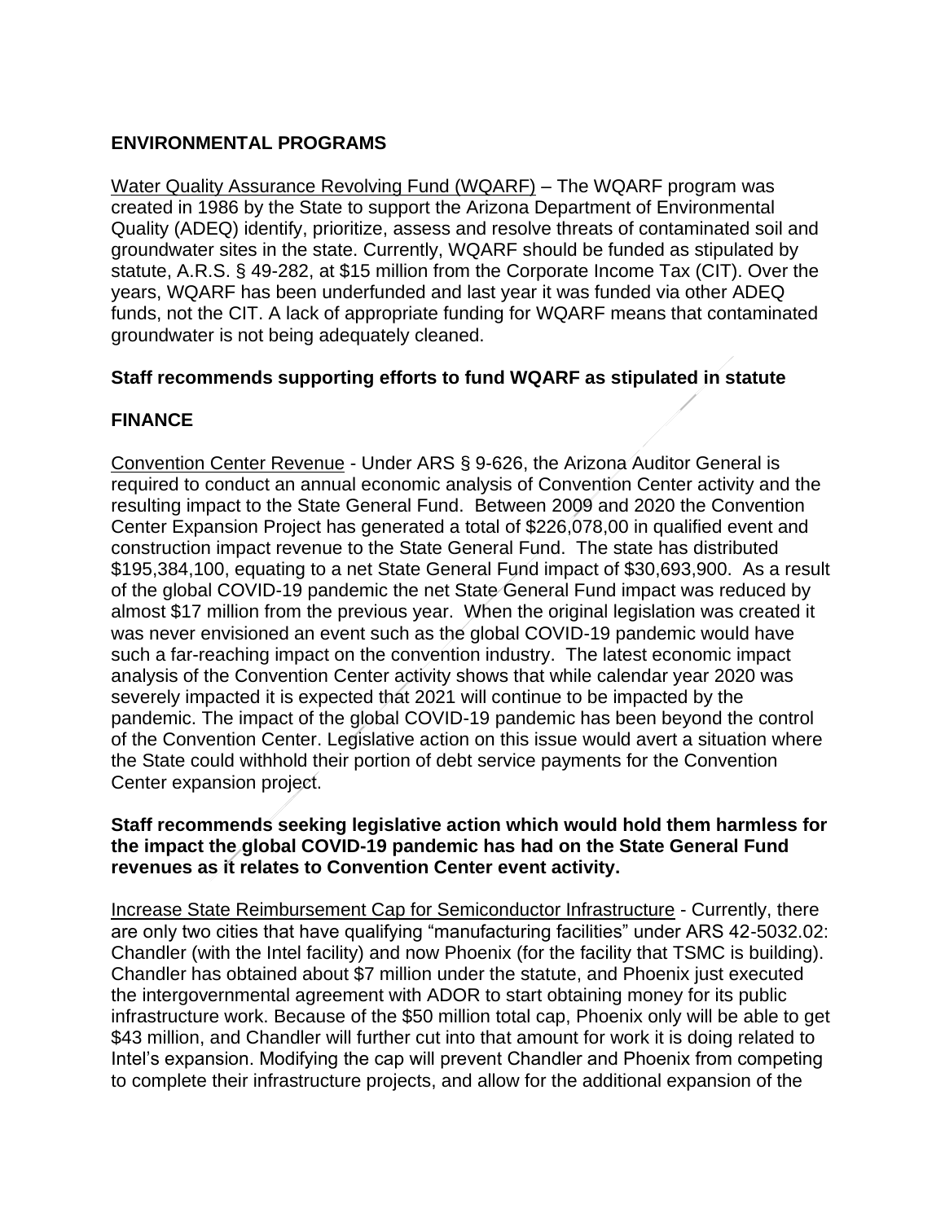## ENVIRONMENTAL PROGRAMS

Water Quality Assurance Revolving Fund (WQARF) – The WQARF program was created in 1986 by the State to support the Arizona Department of Environmental Quality (ADEQ) identify, prioritize, assess and resolve threats of contaminated soil and groundwater sites in the state. Currently, WQARF should be funded as stipulated by statute, A.R.S. § 49-282, at $15 million from the Corporate Income Tax (CIT). Over the years, WQARF has been underfunded and last year it was funded via other ADEQ funds, not the CIT. A lack of appropriate funding for WQARF means that contaminated groundwater is not being adequately cleaned.

**Staff recommends supporting efforts to fund WQARF as stipulated in statute**

## FINANCE

Convention Center Revenue - Under ARS § 9-626, the Arizona Auditor General is required to conduct an annual economic analysis of Convention Center activity and the resulting impact to the State General Fund. Between 2009 and 2020 the Convention Center Expansion Project has generated a total of $226,078,00 in qualified event and construction impact revenue to the State General Fund. The state has distributed $195,384,100, equating to a net State General Fund impact of $30,693,900. As a result of the global COVID-19 pandemic the net State General Fund impact was reduced by almost $17 million from the previous year. When the original legislation was created it was never envisioned an event such as the global COVID-19 pandemic would have such a far-reaching impact on the convention industry. The latest economic impact analysis of the Convention Center activity shows that while calendar year 2020 was severely impacted it is expected that 2021 will continue to be impacted by the pandemic. The impact of the global COVID-19 pandemic has been beyond the control of the Convention Center. Legislative action on this issue would avert a situation where the State could withhold their portion of debt service payments for the Convention Center expansion project.

**Staff recommends seeking legislative action which would hold them harmless for the impact the global COVID-19 pandemic has had on the State General Fund revenues as it relates to Convention Center event activity.**

Increase State Reimbursement Cap for Semiconductor Infrastructure - Currently, there are only two cities that have qualifying "manufacturing facilities" under ARS 42-5032.02: Chandler (with the Intel facility) and now Phoenix (for the facility that TSMC is building). Chandler has obtained about $7 million under the statute, and Phoenix just executed the intergovernmental agreement with ADOR to start obtaining money for its public infrastructure work. Because of the $50 million total cap, Phoenix only will be able to get $43 million, and Chandler will further cut into that amount for work it is doing related to Intel's expansion. Modifying the cap will prevent Chandler and Phoenix from competing to complete their infrastructure projects, and allow for the additional expansion of the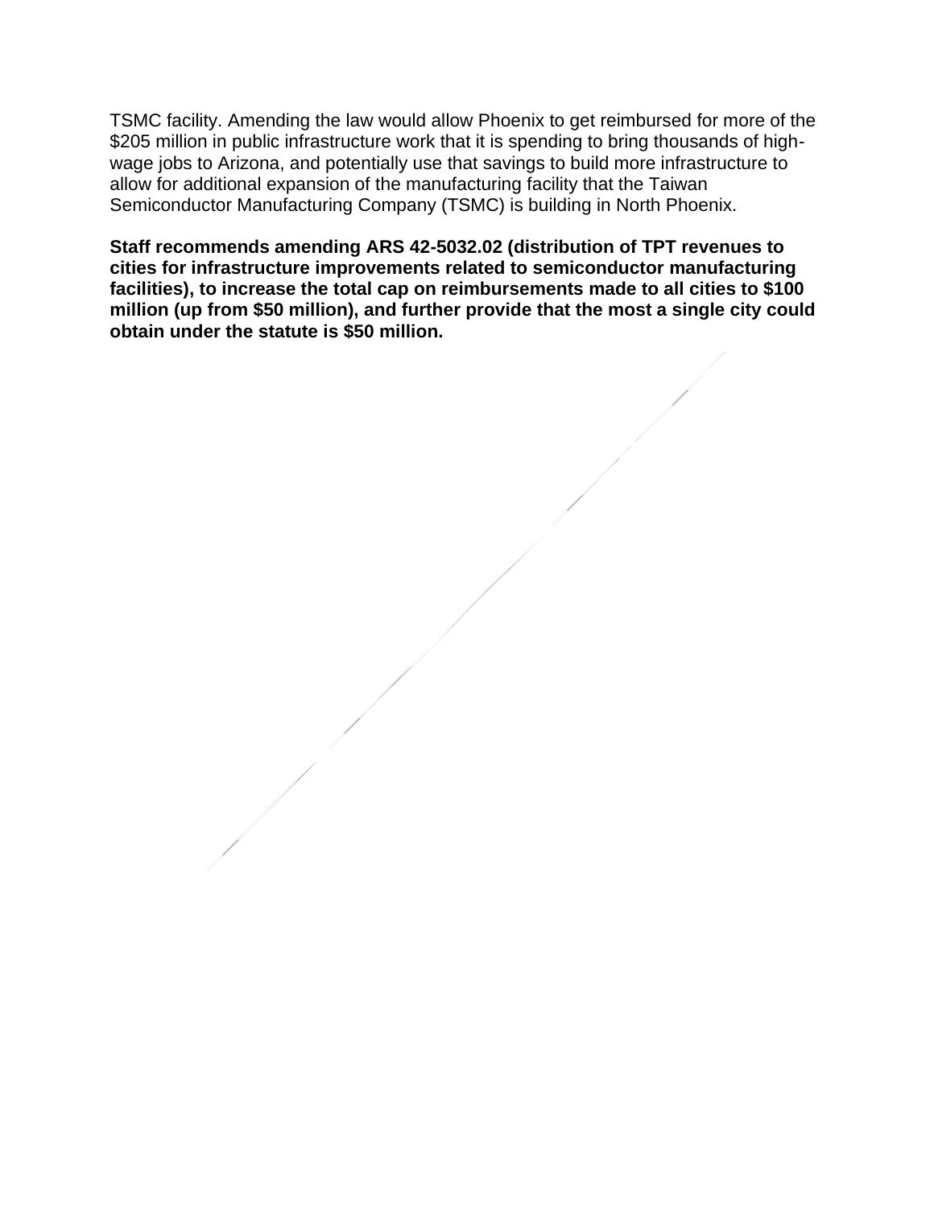TSMC facility. Amending the law would allow Phoenix to get reimbursed for more of the $205 million in public infrastructure work that it is spending to bring thousands of high-wage jobs to Arizona, and potentially use that savings to build more infrastructure to allow for additional expansion of the manufacturing facility that the Taiwan Semiconductor Manufacturing Company (TSMC) is building in North Phoenix.

**Staff recommends amending ARS 42-5032.02 (distribution of TPT revenues to cities for infrastructure improvements related to semiconductor manufacturing facilities), to increase the total cap on reimbursements made to all cities to $100 million (up from $50 million), and further provide that the most a single city could obtain under the statute is $50 million.**